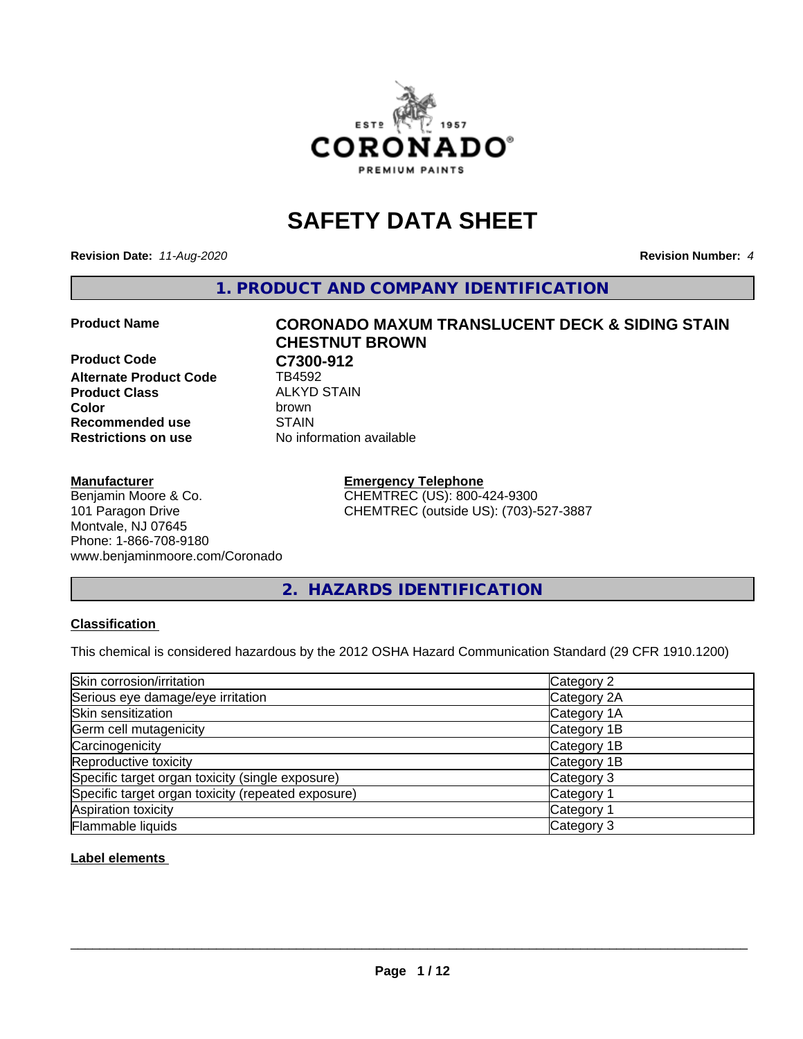# SAFETY DATA SHEET

**Revision Date:** *11-Aug-2020* **Revision Number:** *4*

## 1. PRODUCT AND COMPANY IDENTIFICATION

**Product Name** **CORONADO MAXUM TRANSLUCENT DECK & SIDING STAIN CHESTNUT BROWN**

**Product Code** **C7300-912**

**Alternate Product Code** TB4592

**Product Class** ALKYD STAIN

**Color** brown

**Recommended use** STAIN

**Restrictions on use** No information available

**Manufacturer**
Benjamin Moore & Co.
101 Paragon Drive
Montvale, NJ 07645
Phone: 1-866-708-9180
www.benjaminmoore.com/Coronado

**Emergency Telephone**
CHEMTREC (US): 800-424-9300
CHEMTREC (outside US): (703)-527-3887

## 2. HAZARDS IDENTIFICATION

**Classification**

This chemical is considered hazardous by the 2012 OSHA Hazard Communication Standard (29 CFR 1910.1200)

| | |
|---|---|
| Skin corrosion/irritation | Category 2 |
| Serious eye damage/eye irritation | Category 2A |
| Skin sensitization | Category 1A |
| Germ cell mutagenicity | Category 1B |
| Carcinogenicity | Category 1B |
| Reproductive toxicity | Category 1B |
| Specific target organ toxicity (single exposure) | Category 3 |
| Specific target organ toxicity (repeated exposure) | Category 1 |
| Aspiration toxicity | Category 1 |
| Flammable liquids | Category 3 |

**Label elements**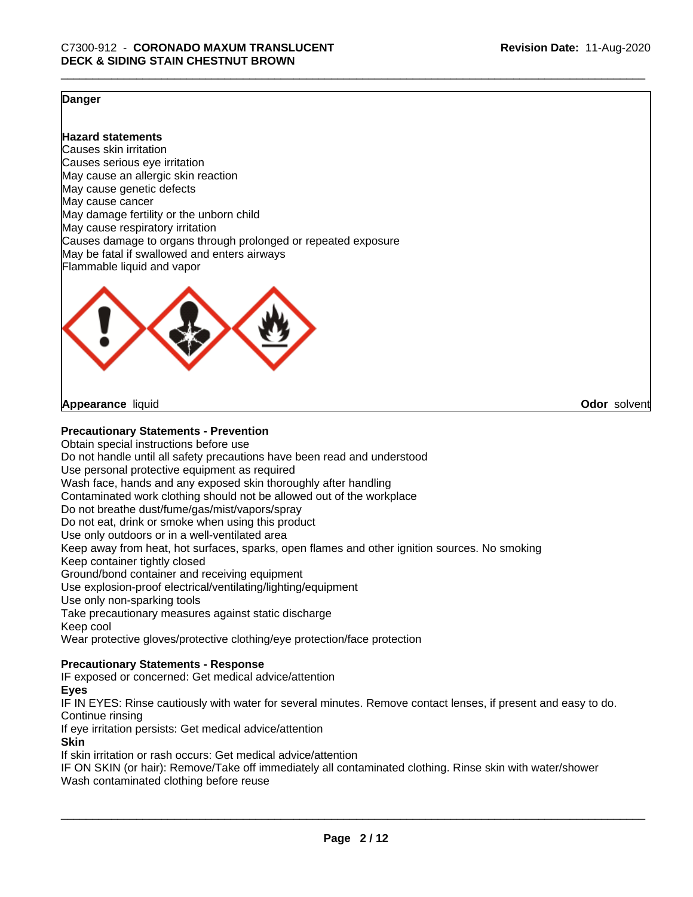**Danger**

**Hazard statements**

Causes skin irritation
Causes serious eye irritation
May cause an allergic skin reaction
May cause genetic defects
May cause cancer
May damage fertility or the unborn child
May cause respiratory irritation
Causes damage to organs through prolonged or repeated exposure
May be fatal if swallowed and enters airways
Flammable liquid and vapor

**Appearance** liquid **Odor** solvent

**Precautionary Statements - Prevention**

Obtain special instructions before use
Do not handle until all safety precautions have been read and understood
Use personal protective equipment as required
Wash face, hands and any exposed skin thoroughly after handling
Contaminated work clothing should not be allowed out of the workplace
Do not breathe dust/fume/gas/mist/vapors/spray
Do not eat, drink or smoke when using this product
Use only outdoors or in a well-ventilated area
Keep away from heat, hot surfaces, sparks, open flames and other ignition sources. No smoking
Keep container tightly closed
Ground/bond container and receiving equipment
Use explosion-proof electrical/ventilating/lighting/equipment
Use only non-sparking tools
Take precautionary measures against static discharge
Keep cool
Wear protective gloves/protective clothing/eye protection/face protection

**Precautionary Statements - Response**

IF exposed or concerned: Get medical advice/attention

**Eyes**

IF IN EYES: Rinse cautiously with water for several minutes. Remove contact lenses, if present and easy to do. Continue rinsing
If eye irritation persists: Get medical advice/attention

**Skin**

If skin irritation or rash occurs: Get medical advice/attention
IF ON SKIN (or hair): Remove/Take off immediately all contaminated clothing. Rinse skin with water/shower
Wash contaminated clothing before reuse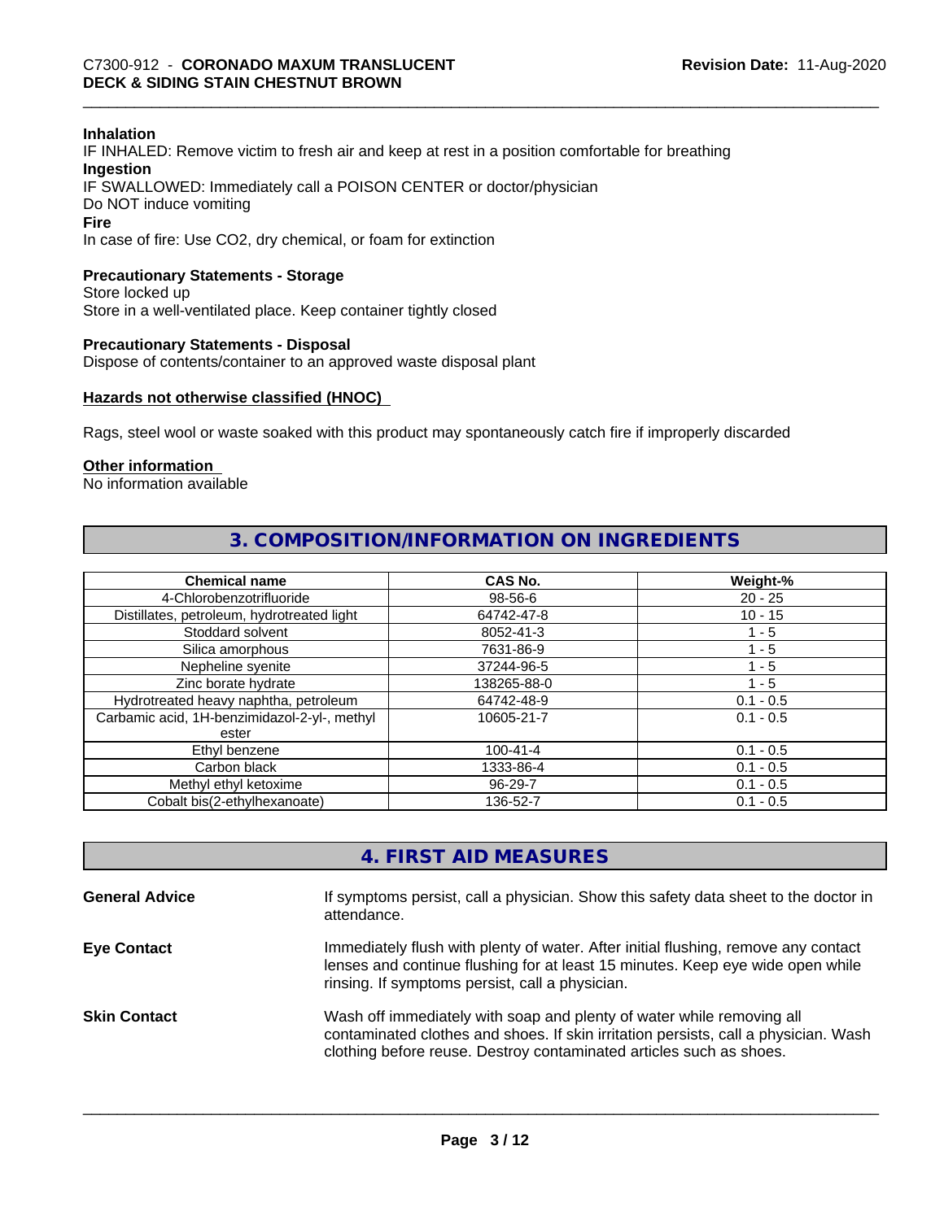**Inhalation**

IF INHALED: Remove victim to fresh air and keep at rest in a position comfortable for breathing

**Ingestion**

IF SWALLOWED: Immediately call a POISON CENTER or doctor/physician

Do NOT induce vomiting

**Fire**

In case of fire: Use CO2, dry chemical, or foam for extinction

**Precautionary Statements - Storage**

Store locked up

Store in a well-ventilated place. Keep container tightly closed

**Precautionary Statements - Disposal**

Dispose of contents/container to an approved waste disposal plant

**Hazards not otherwise classified (HNOC)**

Rags, steel wool or waste soaked with this product may spontaneously catch fire if improperly discarded

**Other information**

No information available

## 3. COMPOSITION/INFORMATION ON INGREDIENTS

| Chemical name | CAS No. | Weight-% |
|---|---|---|
| 4-Chlorobenzotrifluoride | 98-56-6 | 20 - 25 |
| Distillates, petroleum, hydrotreated light | 64742-47-8 | 10 - 15 |
| Stoddard solvent | 8052-41-3 | 1 - 5 |
| Silica amorphous | 7631-86-9 | 1 - 5 |
| Nepheline syenite | 37244-96-5 | 1 - 5 |
| Zinc borate hydrate | 138265-88-0 | 1 - 5 |
| Hydrotreated heavy naphtha, petroleum | 64742-48-9 | 0.1 - 0.5 |
| Carbamic acid, 1H-benzimidazol-2-yl-, methyl ester | 10605-21-7 | 0.1 - 0.5 |
| Ethyl benzene | 100-41-4 | 0.1 - 0.5 |
| Carbon black | 1333-86-4 | 0.1 - 0.5 |
| Methyl ethyl ketoxime | 96-29-7 | 0.1 - 0.5 |
| Cobalt bis(2-ethylhexanoate) | 136-52-7 | 0.1 - 0.5 |

## 4. FIRST AID MEASURES

**General Advice**

If symptoms persist, call a physician. Show this safety data sheet to the doctor in attendance.

**Eye Contact**

Immediately flush with plenty of water. After initial flushing, remove any contact lenses and continue flushing for at least 15 minutes. Keep eye wide open while rinsing. If symptoms persist, call a physician.

**Skin Contact**

Wash off immediately with soap and plenty of water while removing all contaminated clothes and shoes. If skin irritation persists, call a physician. Wash clothing before reuse. Destroy contaminated articles such as shoes.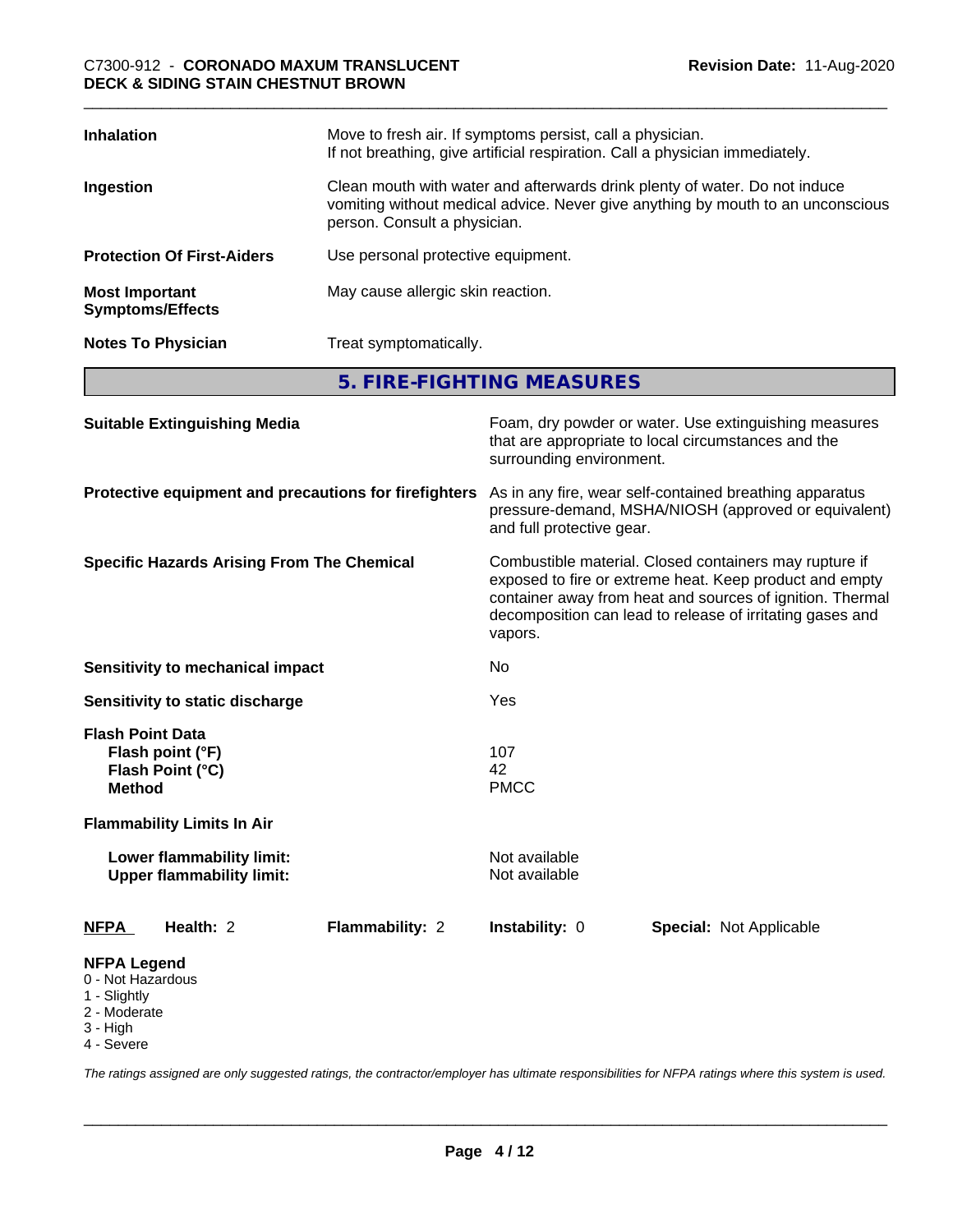| | |
|---|---|
| **Inhalation** | Move to fresh air. If symptoms persist, call a physician. If not breathing, give artificial respiration. Call a physician immediately. |
| **Ingestion** | Clean mouth with water and afterwards drink plenty of water. Do not induce vomiting without medical advice. Never give anything by mouth to an unconscious person. Consult a physician. |
| **Protection Of First-Aiders** | Use personal protective equipment. |
| **Most Important Symptoms/Effects** | May cause allergic skin reaction. |
| **Notes To Physician** | Treat symptomatically. |

## 5. FIRE-FIGHTING MEASURES

| | |
|---|---|
| **Suitable Extinguishing Media** | Foam, dry powder or water. Use extinguishing measures that are appropriate to local circumstances and the surrounding environment. |
| **Protective equipment and precautions for firefighters** | As in any fire, wear self-contained breathing apparatus pressure-demand, MSHA/NIOSH (approved or equivalent) and full protective gear. |
| **Specific Hazards Arising From The Chemical** | Combustible material. Closed containers may rupture if exposed to fire or extreme heat. Keep product and empty container away from heat and sources of ignition. Thermal decomposition can lead to release of irritating gases and vapors. |
| **Sensitivity to mechanical impact** | No |
| **Sensitivity to static discharge** | Yes |

**Flash Point Data**

| | |
|---|---|
| **Flash point (°F)** | 107 |
| **Flash Point (°C)** | 42 |
| **Method** | PMCC |

**Flammability Limits In Air**

| | |
|---|---|
| **Lower flammability limit:** | Not available |
| **Upper flammability limit:** | Not available |

| **NFPA** | **Health:** 2 | **Flammability:** 2 | **Instability:** 0 | **Special:** Not Applicable |
|---|---|---|---|---|

**NFPA Legend**
- 0 - Not Hazardous
- 1 - Slightly
- 2 - Moderate
- 3 - High
- 4 - Severe

*The ratings assigned are only suggested ratings, the contractor/employer has ultimate responsibilities for NFPA ratings where this system is used.*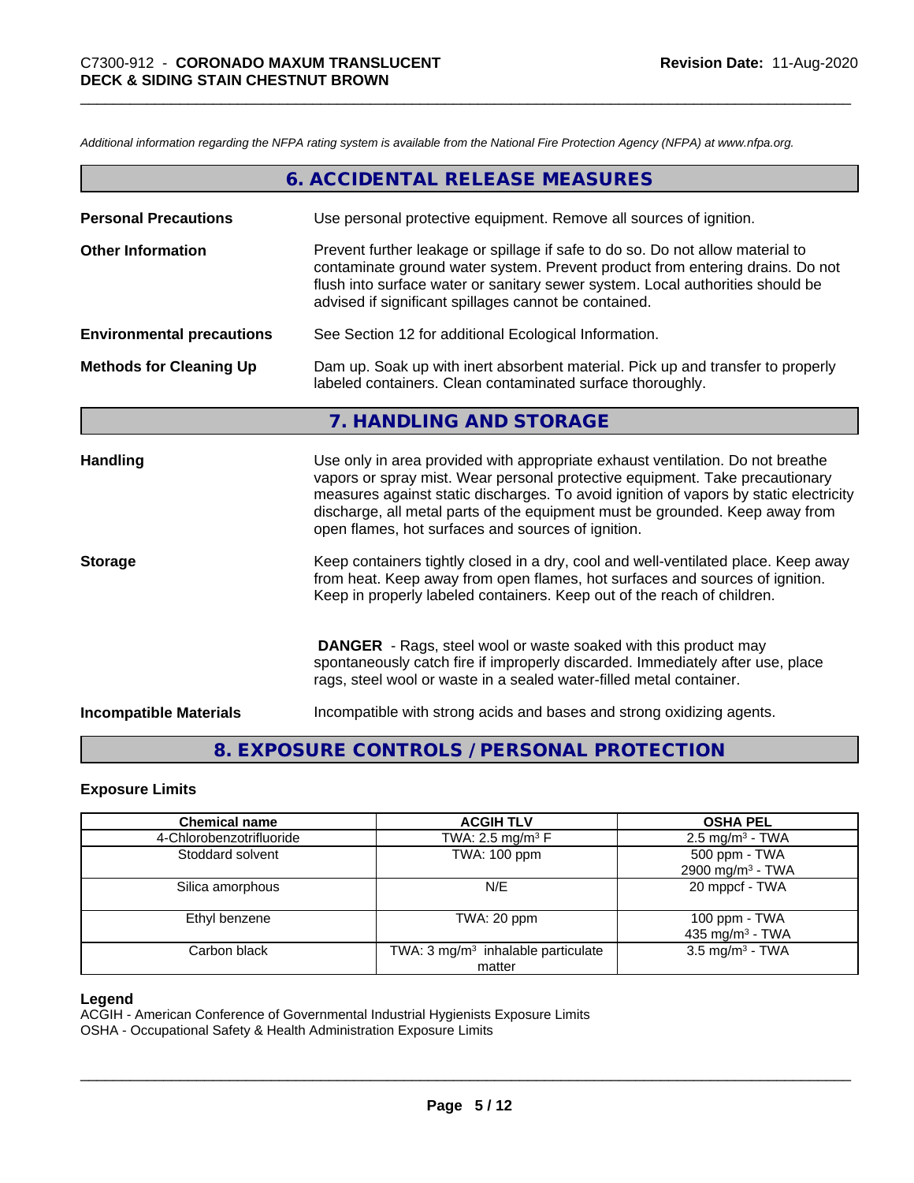*Additional information regarding the NFPA rating system is available from the National Fire Protection Agency (NFPA) at www.nfpa.org.*

## 6. ACCIDENTAL RELEASE MEASURES

**Personal Precautions**
Use personal protective equipment. Remove all sources of ignition.

**Other Information**
Prevent further leakage or spillage if safe to do so. Do not allow material to contaminate ground water system. Prevent product from entering drains. Do not flush into surface water or sanitary sewer system. Local authorities should be advised if significant spillages cannot be contained.

**Environmental precautions**
See Section 12 for additional Ecological Information.

**Methods for Cleaning Up**
Dam up. Soak up with inert absorbent material. Pick up and transfer to properly labeled containers. Clean contaminated surface thoroughly.

## 7. HANDLING AND STORAGE

**Handling**
Use only in area provided with appropriate exhaust ventilation. Do not breathe vapors or spray mist. Wear personal protective equipment. Take precautionary measures against static discharges. To avoid ignition of vapors by static electricity discharge, all metal parts of the equipment must be grounded. Keep away from open flames, hot surfaces and sources of ignition.

**Storage**
Keep containers tightly closed in a dry, cool and well-ventilated place. Keep away from heat. Keep away from open flames, hot surfaces and sources of ignition. Keep in properly labeled containers. Keep out of the reach of children.

**DANGER** - Rags, steel wool or waste soaked with this product may spontaneously catch fire if improperly discarded. Immediately after use, place rags, steel wool or waste in a sealed water-filled metal container.

**Incompatible Materials**
Incompatible with strong acids and bases and strong oxidizing agents.

## 8. EXPOSURE CONTROLS / PERSONAL PROTECTION

### Exposure Limits

| Chemical name | ACGIH TLV | OSHA PEL |
|---|---|---|
| 4-Chlorobenzotrifluoride | TWA: 2.5 mg/m³ F | 2.5 mg/m³ - TWA |
| Stoddard solvent | TWA: 100 ppm | 500 ppm - TWA<br>2900 mg/m³ - TWA |
| Silica amorphous | N/E | 20 mppcf - TWA |
| Ethyl benzene | TWA: 20 ppm | 100 ppm - TWA<br>435 mg/m³ - TWA |
| Carbon black | TWA: 3 mg/m³ inhalable particulate matter | 3.5 mg/m³ - TWA |

**Legend**
ACGIH - American Conference of Governmental Industrial Hygienists Exposure Limits
OSHA - Occupational Safety & Health Administration Exposure Limits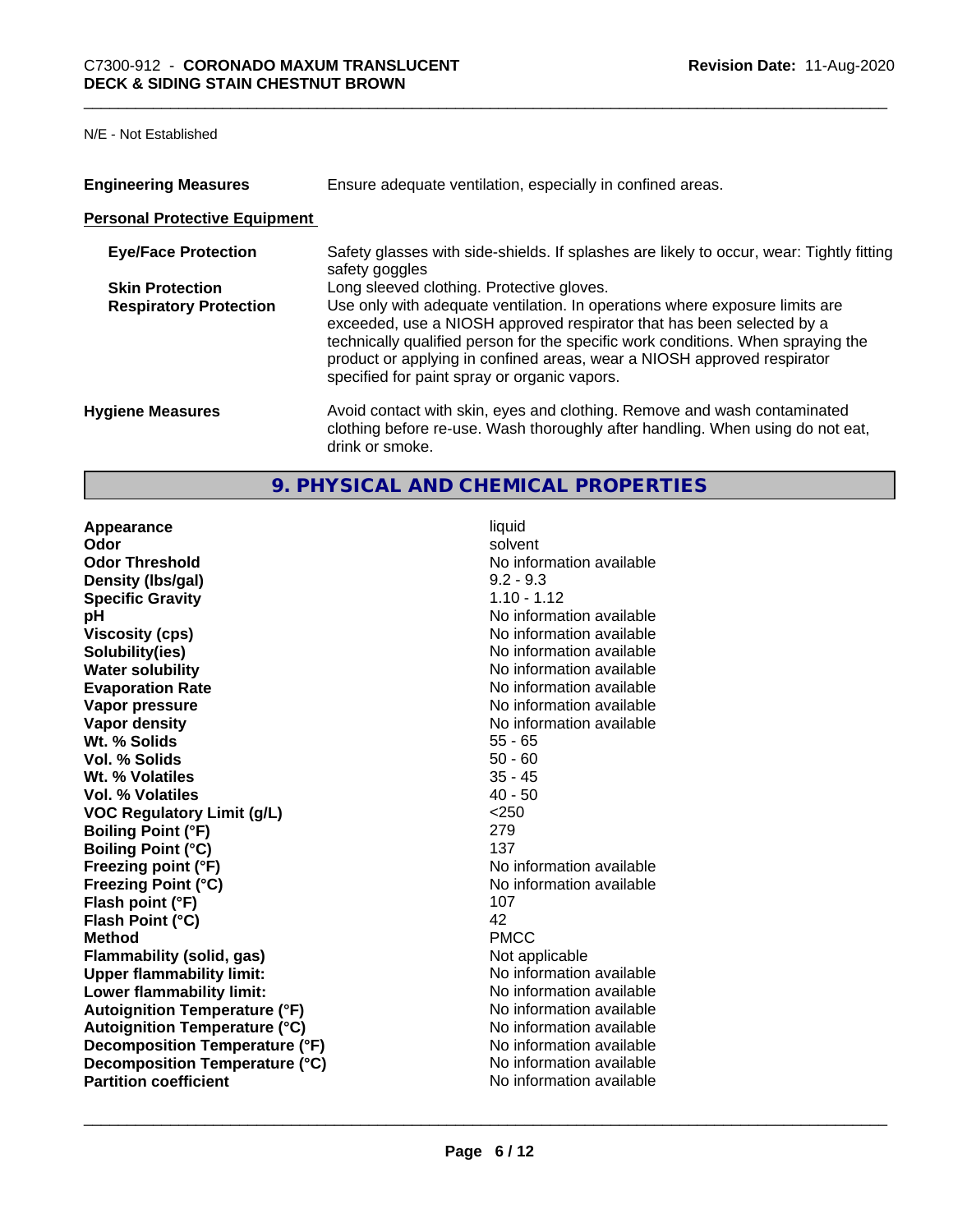N/E - Not Established

| | |
|---|---|
| **Engineering Measures** | Ensure adequate ventilation, especially in confined areas. |

**Personal Protective Equipment**

| | |
|---|---|
| **Eye/Face Protection** | Safety glasses with side-shields. If splashes are likely to occur, wear: Tightly fitting safety goggles |
| **Skin Protection** | Long sleeved clothing. Protective gloves. |
| **Respiratory Protection** | Use only with adequate ventilation. In operations where exposure limits are exceeded, use a NIOSH approved respirator that has been selected by a technically qualified person for the specific work conditions. When spraying the product or applying in confined areas, wear a NIOSH approved respirator specified for paint spray or organic vapors. |

| | |
|---|---|
| **Hygiene Measures** | Avoid contact with skin, eyes and clothing. Remove and wash contaminated clothing before re-use. Wash thoroughly after handling. When using do not eat, drink or smoke. |

## 9. PHYSICAL AND CHEMICAL PROPERTIES

| | |
|---|---|
| **Appearance** | liquid |
| **Odor** | solvent |
| **Odor Threshold** | No information available |
| **Density (lbs/gal)** | 9.2 - 9.3 |
| **Specific Gravity** | 1.10 - 1.12 |
| **pH** | No information available |
| **Viscosity (cps)** | No information available |
| **Solubility(ies)** | No information available |
| **Water solubility** | No information available |
| **Evaporation Rate** | No information available |
| **Vapor pressure** | No information available |
| **Vapor density** | No information available |
| **Wt. % Solids** | 55 - 65 |
| **Vol. % Solids** | 50 - 60 |
| **Wt. % Volatiles** | 35 - 45 |
| **Vol. % Volatiles** | 40 - 50 |
| **VOC Regulatory Limit (g/L)** | <250 |
| **Boiling Point (°F)** | 279 |
| **Boiling Point (°C)** | 137 |
| **Freezing point (°F)** | No information available |
| **Freezing Point (°C)** | No information available |
| **Flash point (°F)** | 107 |
| **Flash Point (°C)** | 42 |
| **Method** | PMCC |
| **Flammability (solid, gas)** | Not applicable |
| **Upper flammability limit:** | No information available |
| **Lower flammability limit:** | No information available |
| **Autoignition Temperature (°F)** | No information available |
| **Autoignition Temperature (°C)** | No information available |
| **Decomposition Temperature (°F)** | No information available |
| **Decomposition Temperature (°C)** | No information available |
| **Partition coefficient** | No information available |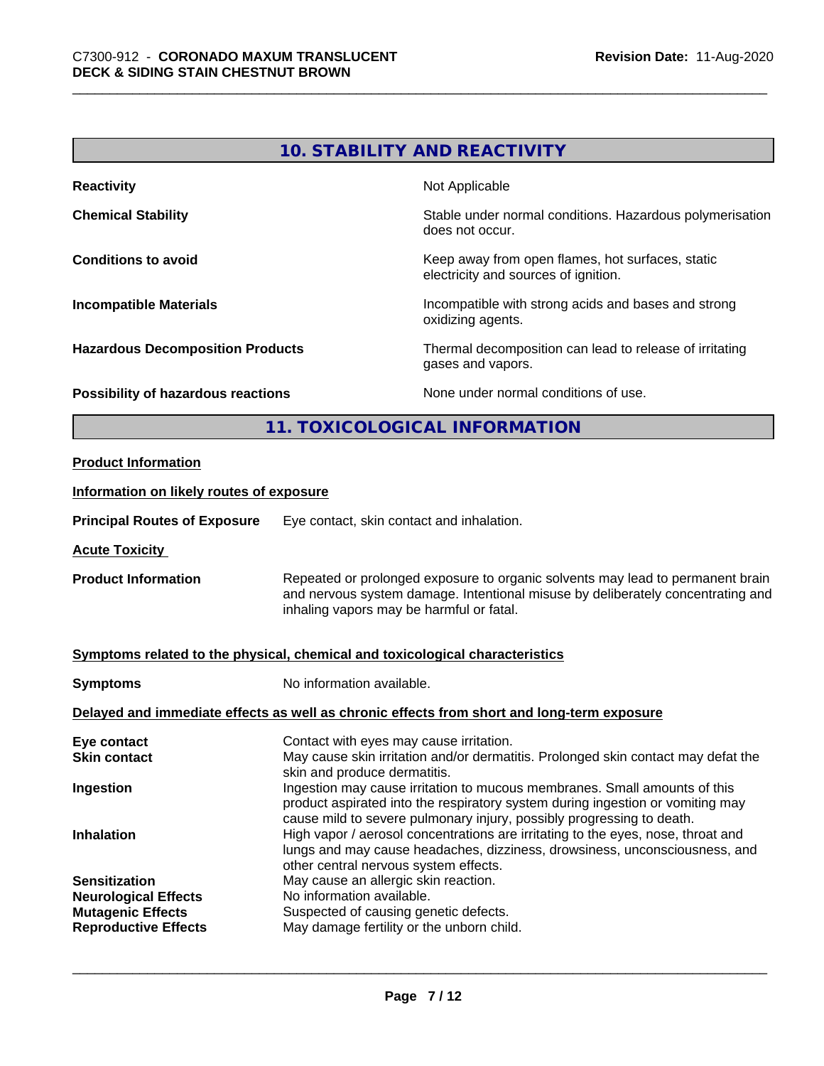## 10. STABILITY AND REACTIVITY

| | |
|---|---|
| **Reactivity** | Not Applicable |
| **Chemical Stability** | Stable under normal conditions. Hazardous polymerisation does not occur. |
| **Conditions to avoid** | Keep away from open flames, hot surfaces, static electricity and sources of ignition. |
| **Incompatible Materials** | Incompatible with strong acids and bases and strong oxidizing agents. |
| **Hazardous Decomposition Products** | Thermal decomposition can lead to release of irritating gases and vapors. |
| **Possibility of hazardous reactions** | None under normal conditions of use. |

## 11. TOXICOLOGICAL INFORMATION

**Product Information**

**Information on likely routes of exposure**

**Principal Routes of Exposure** Eye contact, skin contact and inhalation.

**Acute Toxicity**

**Product Information** Repeated or prolonged exposure to organic solvents may lead to permanent brain and nervous system damage. Intentional misuse by deliberately concentrating and inhaling vapors may be harmful or fatal.

**Symptoms related to the physical, chemical and toxicological characteristics**

**Symptoms** No information available.

**Delayed and immediate effects as well as chronic effects from short and long-term exposure**

| | |
|---|---|
| **Eye contact** | Contact with eyes may cause irritation. |
| **Skin contact** | May cause skin irritation and/or dermatitis. Prolonged skin contact may defat the skin and produce dermatitis. |
| **Ingestion** | Ingestion may cause irritation to mucous membranes. Small amounts of this product aspirated into the respiratory system during ingestion or vomiting may cause mild to severe pulmonary injury, possibly progressing to death. |
| **Inhalation** | High vapor / aerosol concentrations are irritating to the eyes, nose, throat and lungs and may cause headaches, dizziness, drowsiness, unconsciousness, and other central nervous system effects. |
| **Sensitization** | May cause an allergic skin reaction. |
| **Neurological Effects** | No information available. |
| **Mutagenic Effects** | Suspected of causing genetic defects. |
| **Reproductive Effects** | May damage fertility or the unborn child. |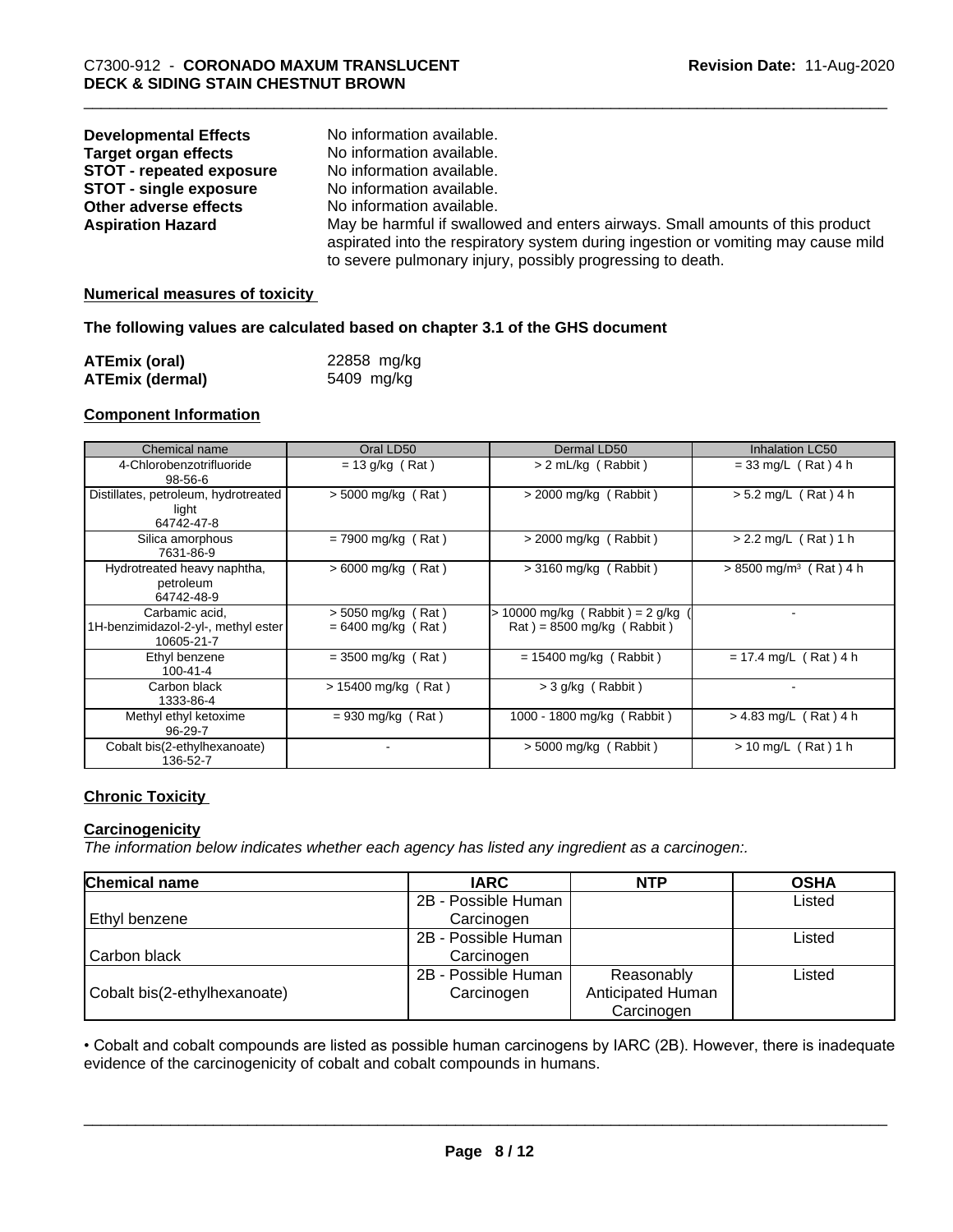| | |
|---|---|
| **Developmental Effects** | No information available. |
| **Target organ effects** | No information available. |
| **STOT - repeated exposure** | No information available. |
| **STOT - single exposure** | No information available. |
| **Other adverse effects** | No information available. |
| **Aspiration Hazard** | May be harmful if swallowed and enters airways. Small amounts of this product aspirated into the respiratory system during ingestion or vomiting may cause mild to severe pulmonary injury, possibly progressing to death. |

**Numerical measures of toxicity**

**The following values are calculated based on chapter 3.1 of the GHS document**

| | |
|---|---|
| **ATEmix (oral)** | 22858 mg/kg |
| **ATEmix (dermal)** | 5409 mg/kg |

**Component Information**

| Chemical name | Oral LD50 | Dermal LD50 | Inhalation LC50 |
|---|---|---|---|
| 4-Chlorobenzotrifluoride 98-56-6 | = 13 g/kg ( Rat ) | > 2 mL/kg ( Rabbit ) | = 33 mg/L ( Rat ) 4 h |
| Distillates, petroleum, hydrotreated light 64742-47-8 | > 5000 mg/kg ( Rat ) | > 2000 mg/kg ( Rabbit ) | > 5.2 mg/L ( Rat ) 4 h |
| Silica amorphous 7631-86-9 | = 7900 mg/kg ( Rat ) | > 2000 mg/kg ( Rabbit ) | > 2.2 mg/L ( Rat ) 1 h |
| Hydrotreated heavy naphtha, petroleum 64742-48-9 | > 6000 mg/kg ( Rat ) | > 3160 mg/kg ( Rabbit ) | > 8500 mg/m³ ( Rat ) 4 h |
| Carbamic acid, 1H-benzimidazol-2-yl-, methyl ester 10605-21-7 | > 5050 mg/kg ( Rat ) = 6400 mg/kg ( Rat ) | > 10000 mg/kg ( Rabbit ) = 2 g/kg ( Rat ) = 8500 mg/kg ( Rabbit ) | - |
| Ethyl benzene 100-41-4 | = 3500 mg/kg ( Rat ) | = 15400 mg/kg ( Rabbit ) | = 17.4 mg/L ( Rat ) 4 h |
| Carbon black 1333-86-4 | > 15400 mg/kg ( Rat ) | > 3 g/kg ( Rabbit ) | - |
| Methyl ethyl ketoxime 96-29-7 | = 930 mg/kg ( Rat ) | 1000 - 1800 mg/kg ( Rabbit ) | > 4.83 mg/L ( Rat ) 4 h |
| Cobalt bis(2-ethylhexanoate) 136-52-7 | - | > 5000 mg/kg ( Rabbit ) | > 10 mg/L ( Rat ) 1 h |

**Chronic Toxicity**

**Carcinogenicity**

*The information below indicates whether each agency has listed any ingredient as a carcinogen:.*

| Chemical name | IARC | NTP | OSHA |
|---|---|---|---|
| Ethyl benzene | 2B - Possible Human Carcinogen | | Listed |
| Carbon black | 2B - Possible Human Carcinogen | | Listed |
| Cobalt bis(2-ethylhexanoate) | 2B - Possible Human Carcinogen | Reasonably Anticipated Human Carcinogen | Listed |

• Cobalt and cobalt compounds are listed as possible human carcinogens by IARC (2B). However, there is inadequate evidence of the carcinogenicity of cobalt and cobalt compounds in humans.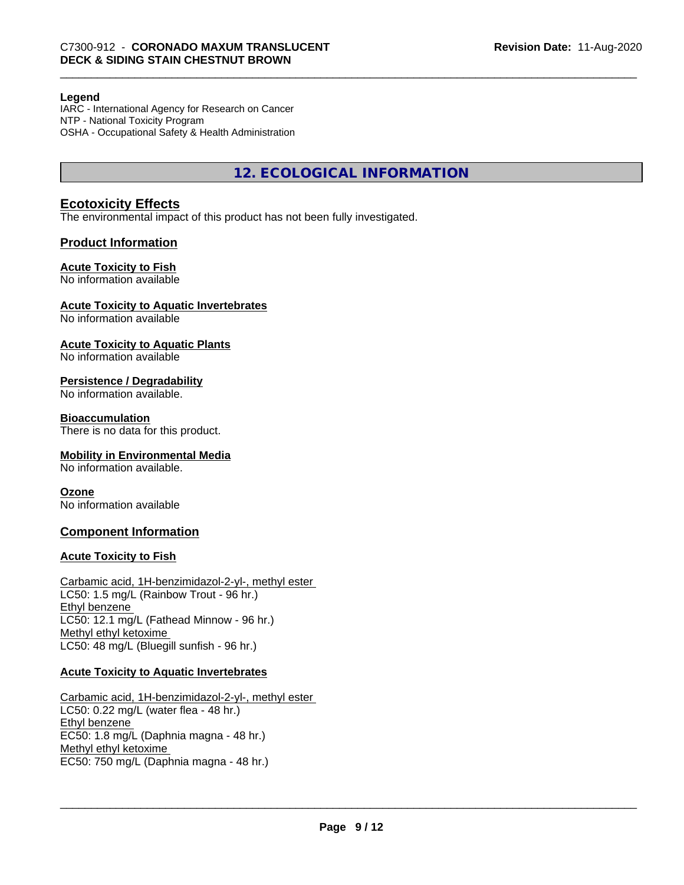**Legend**
IARC - International Agency for Research on Cancer
NTP - National Toxicity Program
OSHA - Occupational Safety & Health Administration

## 12. ECOLOGICAL INFORMATION

### Ecotoxicity Effects

The environmental impact of this product has not been fully investigated.

### Product Information

**Acute Toxicity to Fish**
No information available

**Acute Toxicity to Aquatic Invertebrates**
No information available

**Acute Toxicity to Aquatic Plants**
No information available

**Persistence / Degradability**
No information available.

**Bioaccumulation**
There is no data for this product.

**Mobility in Environmental Media**
No information available.

**Ozone**
No information available

### Component Information

**Acute Toxicity to Fish**

Carbamic acid, 1H-benzimidazol-2-yl-, methyl ester
LC50: 1.5 mg/L (Rainbow Trout - 96 hr.)
Ethyl benzene
LC50: 12.1 mg/L (Fathead Minnow - 96 hr.)
Methyl ethyl ketoxime
LC50: 48 mg/L (Bluegill sunfish - 96 hr.)

**Acute Toxicity to Aquatic Invertebrates**

Carbamic acid, 1H-benzimidazol-2-yl-, methyl ester
LC50: 0.22 mg/L (water flea - 48 hr.)
Ethyl benzene
EC50: 1.8 mg/L (Daphnia magna - 48 hr.)
Methyl ethyl ketoxime
EC50: 750 mg/L (Daphnia magna - 48 hr.)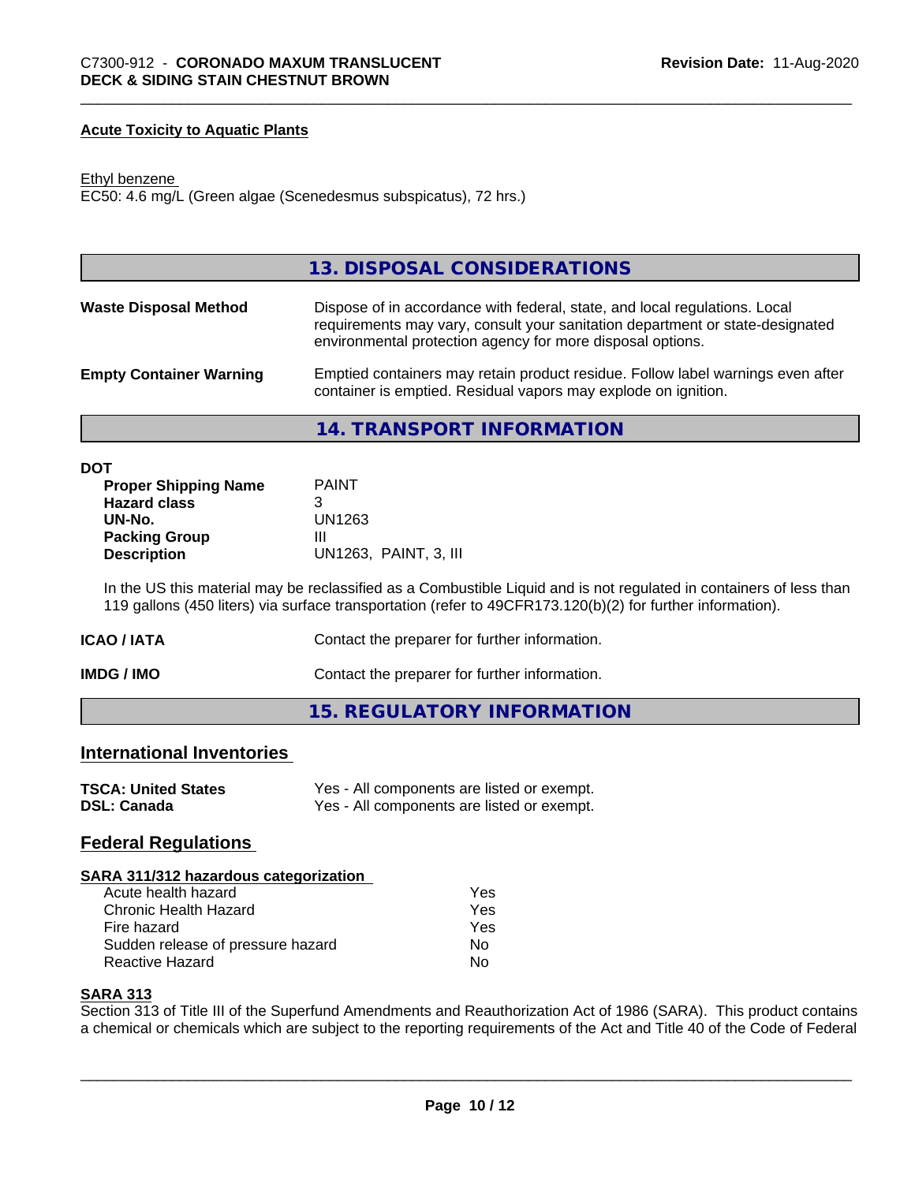**Acute Toxicity to Aquatic Plants**

Ethyl benzene
EC50: 4.6 mg/L (Green algae (Scenedesmus subspicatus), 72 hrs.)

## 13. DISPOSAL CONSIDERATIONS

| | |
|---|---|
| **Waste Disposal Method** | Dispose of in accordance with federal, state, and local regulations. Local requirements may vary, consult your sanitation department or state-designated environmental protection agency for more disposal options. |
| **Empty Container Warning** | Emptied containers may retain product residue. Follow label warnings even after container is emptied. Residual vapors may explode on ignition. |

## 14. TRANSPORT INFORMATION

**DOT**

| | |
|---|---|
| **Proper Shipping Name** | PAINT |
| **Hazard class** | 3 |
| **UN-No.** | UN1263 |
| **Packing Group** | III |
| **Description** | UN1263, PAINT, 3, III |

In the US this material may be reclassified as a Combustible Liquid and is not regulated in containers of less than 119 gallons (450 liters) via surface transportation (refer to 49CFR173.120(b)(2) for further information).

| | |
|---|---|
| **ICAO / IATA** | Contact the preparer for further information. |
| **IMDG / IMO** | Contact the preparer for further information. |

## 15. REGULATORY INFORMATION

### International Inventories

| | |
|---|---|
| **TSCA: United States** | Yes - All components are listed or exempt. |
| **DSL: Canada** | Yes - All components are listed or exempt. |

### Federal Regulations

**SARA 311/312 hazardous categorization**

| | |
|---|---|
| Acute health hazard | Yes |
| Chronic Health Hazard | Yes |
| Fire hazard | Yes |
| Sudden release of pressure hazard | No |
| Reactive Hazard | No |

**SARA 313**

Section 313 of Title III of the Superfund Amendments and Reauthorization Act of 1986 (SARA). This product contains a chemical or chemicals which are subject to the reporting requirements of the Act and Title 40 of the Code of Federal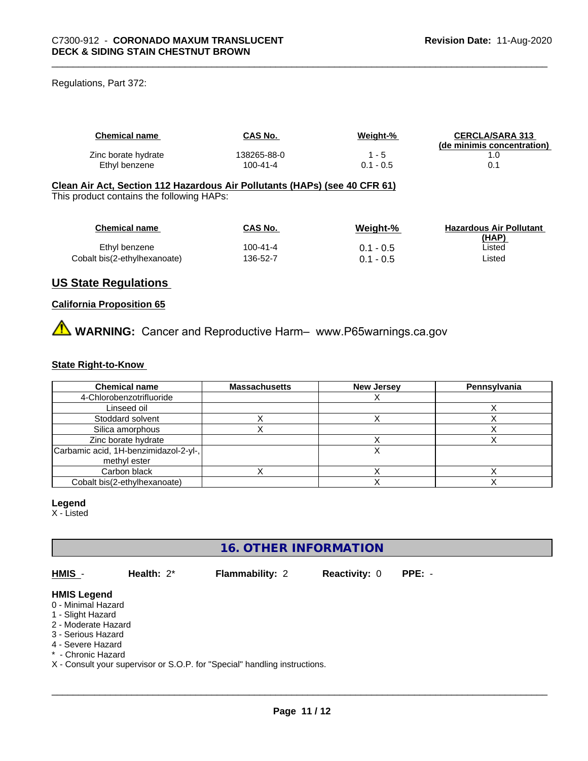Regulations, Part 372:

| Chemical name | CAS No. | Weight-% | CERCLA/SARA 313 (de minimis concentration) |
|---|---|---|---|
| Zinc borate hydrate | 138265-88-0 | 1 - 5 | 1.0 |
| Ethyl benzene | 100-41-4 | 0.1 - 0.5 | 0.1 |

**Clean Air Act, Section 112 Hazardous Air Pollutants (HAPs) (see 40 CFR 61)**

This product contains the following HAPs:

| Chemical name | CAS No. | Weight-% | Hazardous Air Pollutant (HAP) |
|---|---|---|---|
| Ethyl benzene | 100-41-4 | 0.1 - 0.5 | Listed |
| Cobalt bis(2-ethylhexanoate) | 136-52-7 | 0.1 - 0.5 | Listed |

## US State Regulations

**California Proposition 65**

⚠ **WARNING:** Cancer and Reproductive Harm– www.P65warnings.ca.gov

**State Right-to-Know**

| Chemical name | Massachusetts | New Jersey | Pennsylvania |
|---|---|---|---|
| 4-Chlorobenzotrifluoride | | X | |
| Linseed oil | | | X |
| Stoddard solvent | X | X | X |
| Silica amorphous | X | | X |
| Zinc borate hydrate | | X | X |
| Carbamic acid, 1H-benzimidazol-2-yl-, methyl ester | | X | |
| Carbon black | X | X | X |
| Cobalt bis(2-ethylhexanoate) | | X | X |

**Legend**

X - Listed

## 16. OTHER INFORMATION

**HMIS** - **Health:** 2* **Flammability:** 2 **Reactivity:** 0 **PPE:** -

**HMIS Legend**

0 - Minimal Hazard
1 - Slight Hazard
2 - Moderate Hazard
3 - Serious Hazard
4 - Severe Hazard
* - Chronic Hazard
X - Consult your supervisor or S.O.P. for "Special" handling instructions.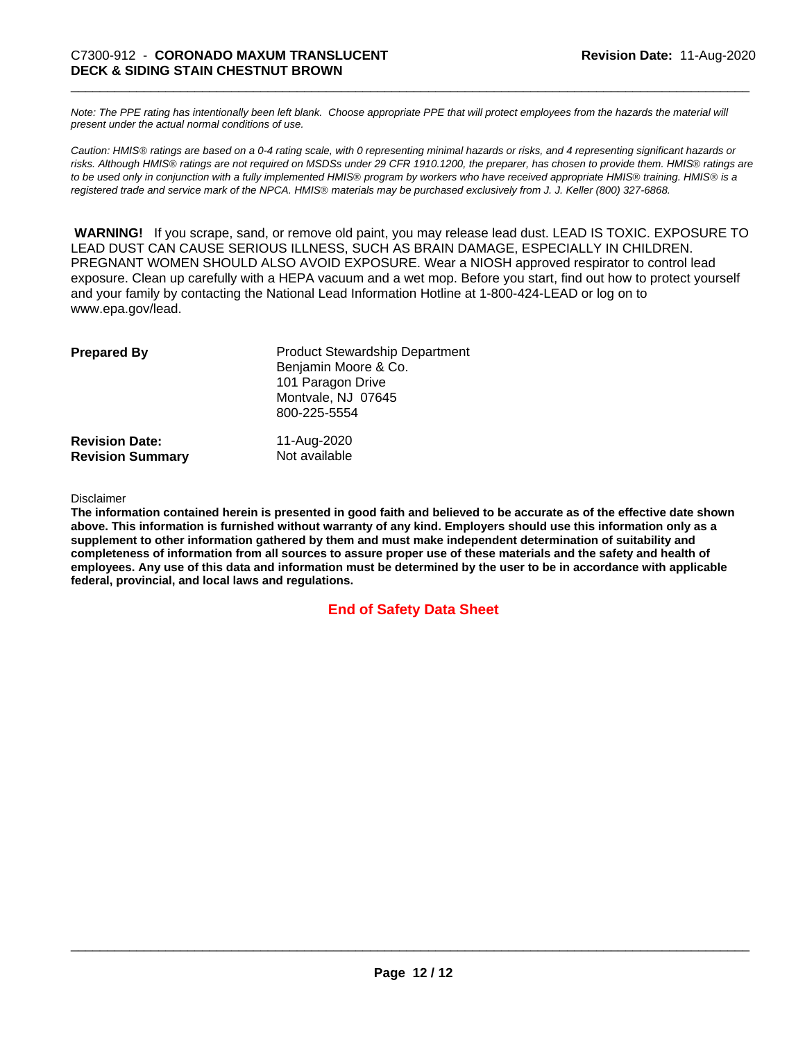*Note: The PPE rating has intentionally been left blank. Choose appropriate PPE that will protect employees from the hazards the material will present under the actual normal conditions of use.*

*Caution: HMIS® ratings are based on a 0-4 rating scale, with 0 representing minimal hazards or risks, and 4 representing significant hazards or risks. Although HMIS® ratings are not required on MSDSs under 29 CFR 1910.1200, the preparer, has chosen to provide them. HMIS® ratings are to be used only in conjunction with a fully implemented HMIS® program by workers who have received appropriate HMIS® training. HMIS® is a registered trade and service mark of the NPCA. HMIS® materials may be purchased exclusively from J. J. Keller (800) 327-6868.*

**WARNING!** If you scrape, sand, or remove old paint, you may release lead dust. LEAD IS TOXIC. EXPOSURE TO LEAD DUST CAN CAUSE SERIOUS ILLNESS, SUCH AS BRAIN DAMAGE, ESPECIALLY IN CHILDREN. PREGNANT WOMEN SHOULD ALSO AVOID EXPOSURE. Wear a NIOSH approved respirator to control lead exposure. Clean up carefully with a HEPA vacuum and a wet mop. Before you start, find out how to protect yourself and your family by contacting the National Lead Information Hotline at 1-800-424-LEAD or log on to www.epa.gov/lead.

| | |
|---|---|
| **Prepared By** | Product Stewardship Department<br>Benjamin Moore & Co.<br>101 Paragon Drive<br>Montvale, NJ 07645<br>800-225-5554 |
| **Revision Date:** | 11-Aug-2020 |
| **Revision Summary** | Not available |

Disclaimer

**The information contained herein is presented in good faith and believed to be accurate as of the effective date shown above. This information is furnished without warranty of any kind. Employers should use this information only as a supplement to other information gathered by them and must make independent determination of suitability and completeness of information from all sources to assure proper use of these materials and the safety and health of employees. Any use of this data and information must be determined by the user to be in accordance with applicable federal, provincial, and local laws and regulations.**

**End of Safety Data Sheet**